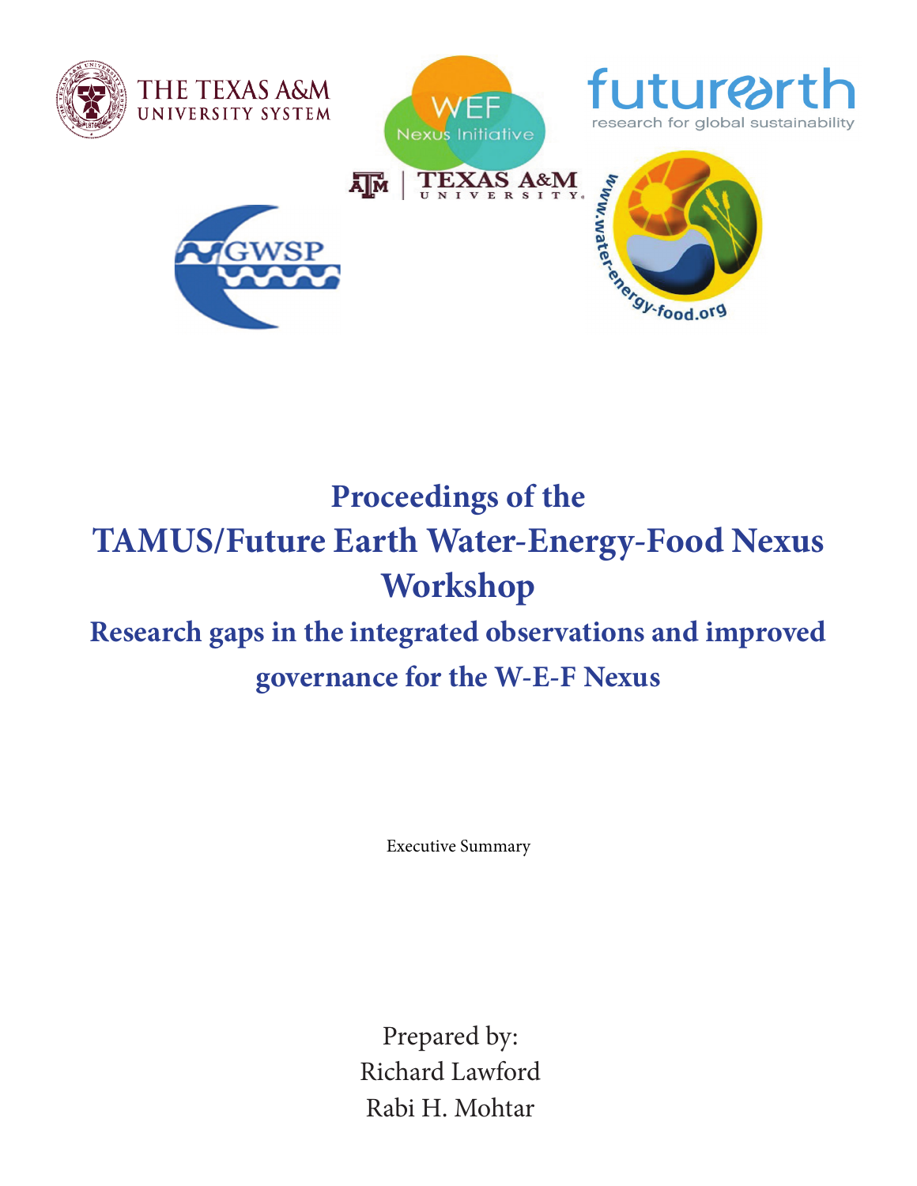# Proceedings of the TAMUS/Future Earth Water-Energy-Food Nexus Workshop

## Research gaps in the integrated observations and improved governance for the W-E-F Nexus

Executive Summary

Prepared by:
Richard Lawford
Rabi H. Mohtar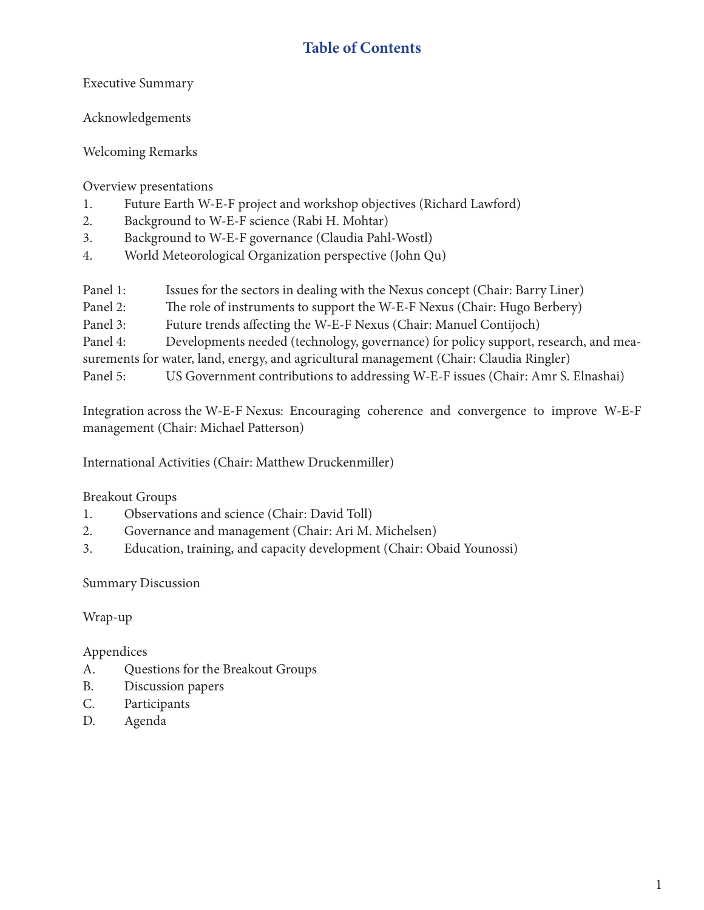# Table of Contents

Executive Summary

Acknowledgements

Welcoming Remarks

Overview presentations

1. Future Earth W-E-F project and workshop objectives (Richard Lawford)
2. Background to W-E-F science (Rabi H. Mohtar)
3. Background to W-E-F governance (Claudia Pahl-Wostl)
4. World Meteorological Organization perspective (John Qu)

Panel 1: Issues for the sectors in dealing with the Nexus concept (Chair: Barry Liner)
Panel 2: The role of instruments to support the W-E-F Nexus (Chair: Hugo Berbery)
Panel 3: Future trends affecting the W-E-F Nexus (Chair: Manuel Contijoch)
Panel 4: Developments needed (technology, governance) for policy support, research, and measurements for water, land, energy, and agricultural management (Chair: Claudia Ringler)
Panel 5: US Government contributions to addressing W-E-F issues (Chair: Amr S. Elnashai)

Integration across the W-E-F Nexus: Encouraging coherence and convergence to improve W-E-F management (Chair: Michael Patterson)

International Activities (Chair: Matthew Druckenmiller)

Breakout Groups

1. Observations and science (Chair: David Toll)
2. Governance and management (Chair: Ari M. Michelsen)
3. Education, training, and capacity development (Chair: Obaid Younossi)

Summary Discussion

Wrap-up

Appendices

A. Questions for the Breakout Groups
B. Discussion papers
C. Participants
D. Agenda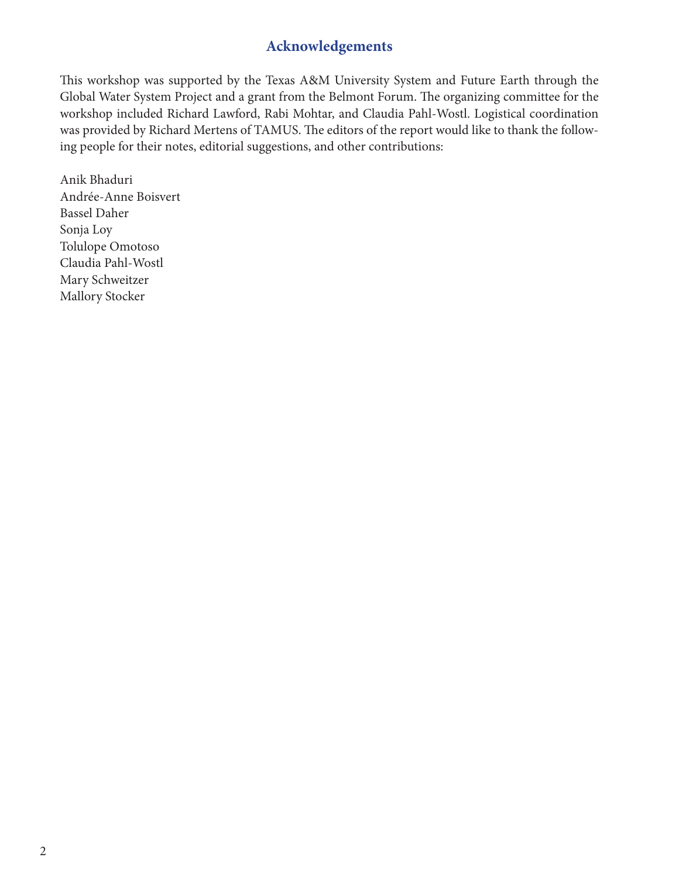## Acknowledgements

This workshop was supported by the Texas A&M University System and Future Earth through the Global Water System Project and a grant from the Belmont Forum. The organizing committee for the workshop included Richard Lawford, Rabi Mohtar, and Claudia Pahl-Wostl. Logistical coordination was provided by Richard Mertens of TAMUS. The editors of the report would like to thank the following people for their notes, editorial suggestions, and other contributions:

Anik Bhaduri  
Andrée-Anne Boisvert  
Bassel Daher  
Sonja Loy  
Tolulope Omotoso  
Claudia Pahl-Wostl  
Mary Schweitzer  
Mallory Stocker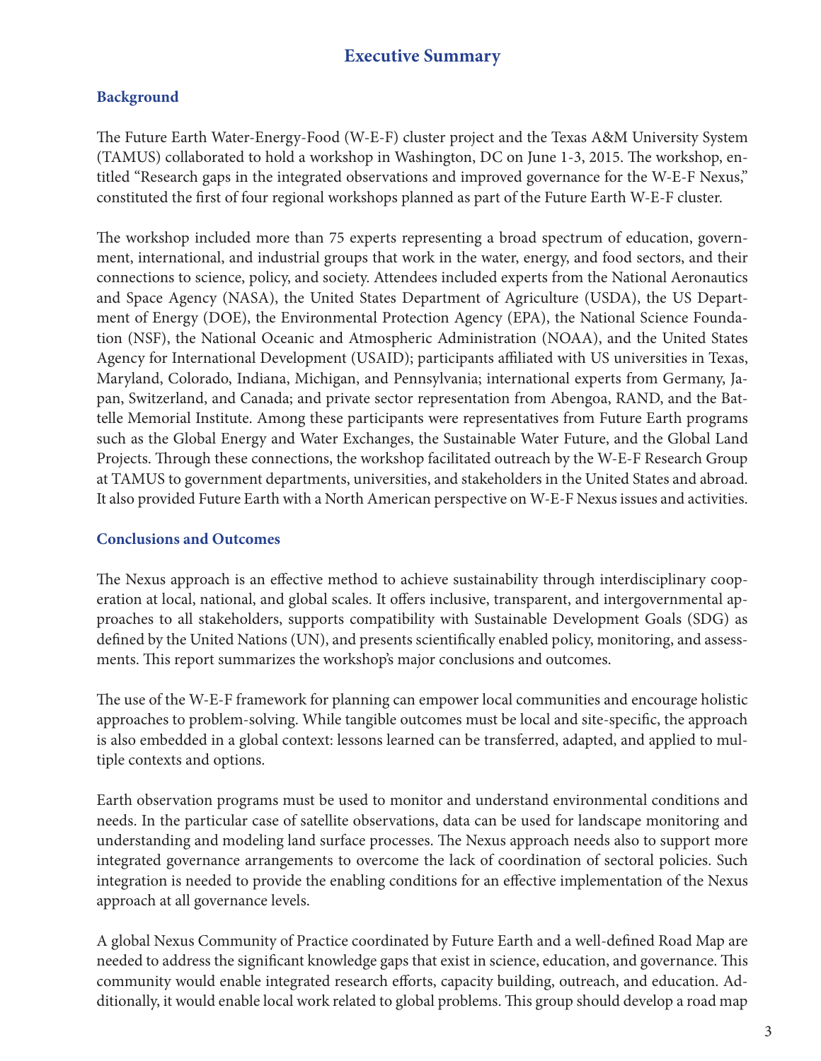# Executive Summary

## Background

The Future Earth Water-Energy-Food (W-E-F) cluster project and the Texas A&M University System (TAMUS) collaborated to hold a workshop in Washington, DC on June 1-3, 2015. The workshop, entitled "Research gaps in the integrated observations and improved governance for the W-E-F Nexus," constituted the first of four regional workshops planned as part of the Future Earth W-E-F cluster.

The workshop included more than 75 experts representing a broad spectrum of education, government, international, and industrial groups that work in the water, energy, and food sectors, and their connections to science, policy, and society. Attendees included experts from the National Aeronautics and Space Agency (NASA), the United States Department of Agriculture (USDA), the US Department of Energy (DOE), the Environmental Protection Agency (EPA), the National Science Foundation (NSF), the National Oceanic and Atmospheric Administration (NOAA), and the United States Agency for International Development (USAID); participants affiliated with US universities in Texas, Maryland, Colorado, Indiana, Michigan, and Pennsylvania; international experts from Germany, Japan, Switzerland, and Canada; and private sector representation from Abengoa, RAND, and the Battelle Memorial Institute. Among these participants were representatives from Future Earth programs such as the Global Energy and Water Exchanges, the Sustainable Water Future, and the Global Land Projects. Through these connections, the workshop facilitated outreach by the W-E-F Research Group at TAMUS to government departments, universities, and stakeholders in the United States and abroad. It also provided Future Earth with a North American perspective on W-E-F Nexus issues and activities.

## Conclusions and Outcomes

The Nexus approach is an effective method to achieve sustainability through interdisciplinary cooperation at local, national, and global scales. It offers inclusive, transparent, and intergovernmental approaches to all stakeholders, supports compatibility with Sustainable Development Goals (SDG) as defined by the United Nations (UN), and presents scientifically enabled policy, monitoring, and assessments. This report summarizes the workshop's major conclusions and outcomes.

The use of the W-E-F framework for planning can empower local communities and encourage holistic approaches to problem-solving. While tangible outcomes must be local and site-specific, the approach is also embedded in a global context: lessons learned can be transferred, adapted, and applied to multiple contexts and options.

Earth observation programs must be used to monitor and understand environmental conditions and needs. In the particular case of satellite observations, data can be used for landscape monitoring and understanding and modeling land surface processes. The Nexus approach needs also to support more integrated governance arrangements to overcome the lack of coordination of sectoral policies. Such integration is needed to provide the enabling conditions for an effective implementation of the Nexus approach at all governance levels.

A global Nexus Community of Practice coordinated by Future Earth and a well-defined Road Map are needed to address the significant knowledge gaps that exist in science, education, and governance. This community would enable integrated research efforts, capacity building, outreach, and education. Additionally, it would enable local work related to global problems. This group should develop a road map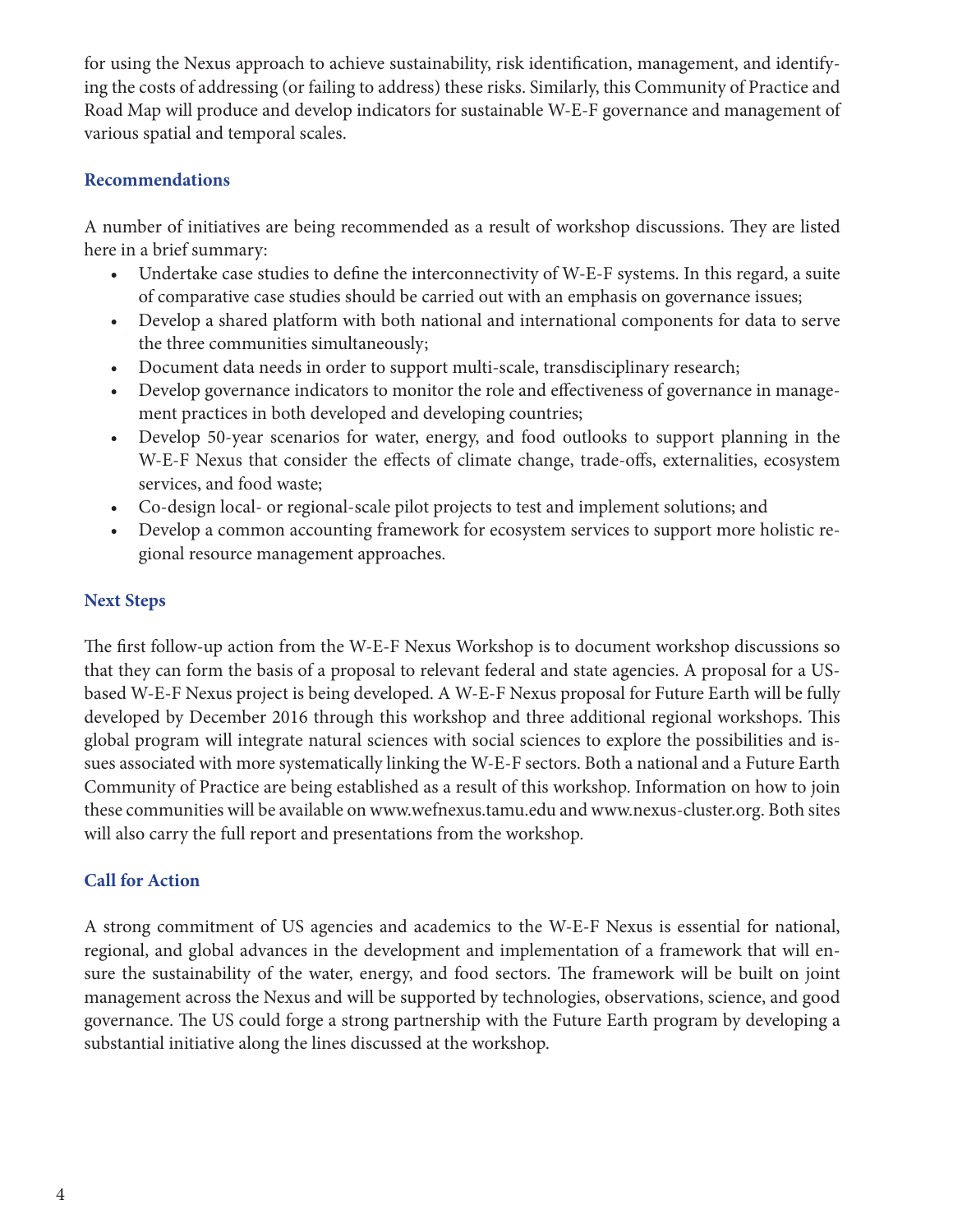for using the Nexus approach to achieve sustainability, risk identification, management, and identifying the costs of addressing (or failing to address) these risks. Similarly, this Community of Practice and Road Map will produce and develop indicators for sustainable W-E-F governance and management of various spatial and temporal scales.

### Recommendations

A number of initiatives are being recommended as a result of workshop discussions. They are listed here in a brief summary:

- Undertake case studies to define the interconnectivity of W-E-F systems. In this regard, a suite of comparative case studies should be carried out with an emphasis on governance issues;
- Develop a shared platform with both national and international components for data to serve the three communities simultaneously;
- Document data needs in order to support multi-scale, transdisciplinary research;
- Develop governance indicators to monitor the role and effectiveness of governance in management practices in both developed and developing countries;
- Develop 50-year scenarios for water, energy, and food outlooks to support planning in the W-E-F Nexus that consider the effects of climate change, trade-offs, externalities, ecosystem services, and food waste;
- Co-design local- or regional-scale pilot projects to test and implement solutions; and
- Develop a common accounting framework for ecosystem services to support more holistic regional resource management approaches.

### Next Steps

The first follow-up action from the W-E-F Nexus Workshop is to document workshop discussions so that they can form the basis of a proposal to relevant federal and state agencies. A proposal for a US-based W-E-F Nexus project is being developed. A W-E-F Nexus proposal for Future Earth will be fully developed by December 2016 through this workshop and three additional regional workshops. This global program will integrate natural sciences with social sciences to explore the possibilities and issues associated with more systematically linking the W-E-F sectors. Both a national and a Future Earth Community of Practice are being established as a result of this workshop. Information on how to join these communities will be available on www.wefnexus.tamu.edu and www.nexus-cluster.org. Both sites will also carry the full report and presentations from the workshop.

### Call for Action

A strong commitment of US agencies and academics to the W-E-F Nexus is essential for national, regional, and global advances in the development and implementation of a framework that will ensure the sustainability of the water, energy, and food sectors. The framework will be built on joint management across the Nexus and will be supported by technologies, observations, science, and good governance. The US could forge a strong partnership with the Future Earth program by developing a substantial initiative along the lines discussed at the workshop.